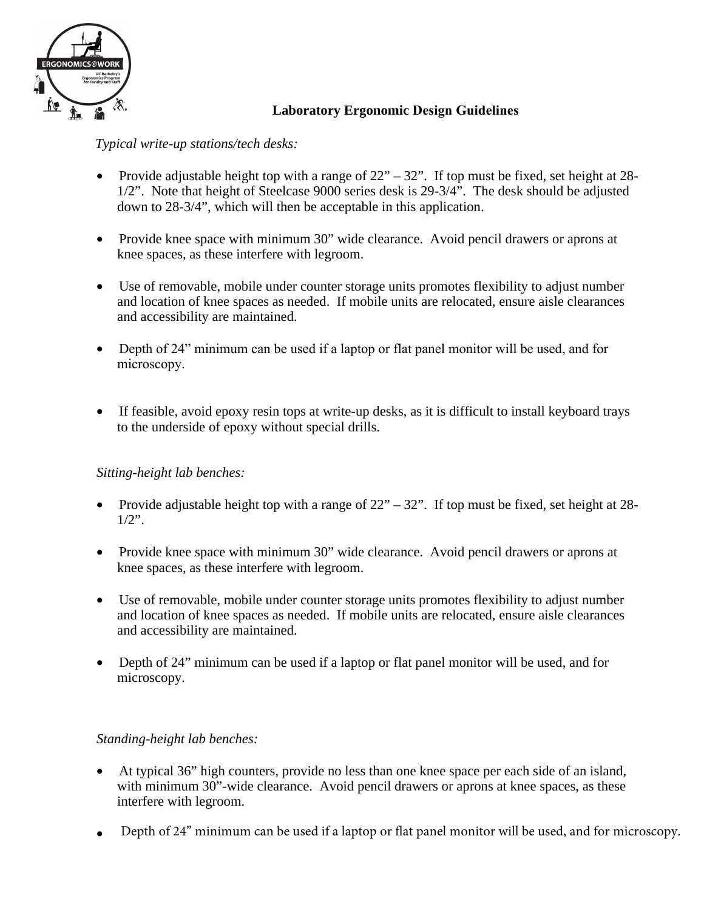# Laboratory Ergonomic Design Guidelines

*Typical write-up stations/tech desks:*

- Provide adjustable height top with a range of 22" – 32". If top must be fixed, set height at 28-1/2". Note that height of Steelcase 9000 series desk is 29-3/4". The desk should be adjusted down to 28-3/4", which will then be acceptable in this application.
- Provide knee space with minimum 30" wide clearance. Avoid pencil drawers or aprons at knee spaces, as these interfere with legroom.
- Use of removable, mobile under counter storage units promotes flexibility to adjust number and location of knee spaces as needed. If mobile units are relocated, ensure aisle clearances and accessibility are maintained.
- Depth of 24" minimum can be used if a laptop or flat panel monitor will be used, and for microscopy.
- If feasible, avoid epoxy resin tops at write-up desks, as it is difficult to install keyboard trays to the underside of epoxy without special drills.

*Sitting-height lab benches:*

- Provide adjustable height top with a range of 22" – 32". If top must be fixed, set height at 28-1/2".
- Provide knee space with minimum 30" wide clearance. Avoid pencil drawers or aprons at knee spaces, as these interfere with legroom.
- Use of removable, mobile under counter storage units promotes flexibility to adjust number and location of knee spaces as needed. If mobile units are relocated, ensure aisle clearances and accessibility are maintained.
- Depth of 24" minimum can be used if a laptop or flat panel monitor will be used, and for microscopy.

*Standing-height lab benches:*

- At typical 36" high counters, provide no less than one knee space per each side of an island, with minimum 30"-wide clearance. Avoid pencil drawers or aprons at knee spaces, as these interfere with legroom.
- Depth of 24" minimum can be used if a laptop or flat panel monitor will be used, and for microscopy.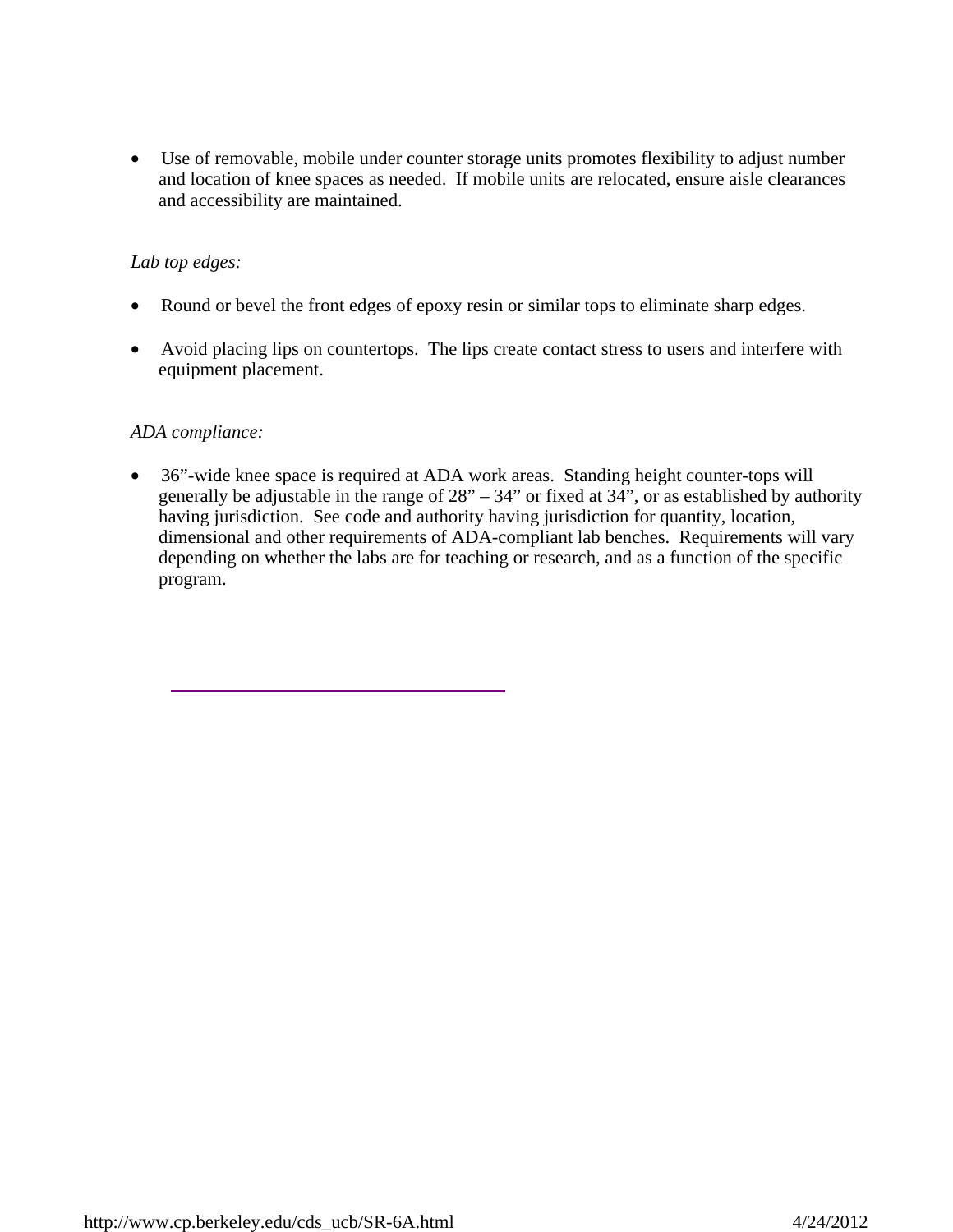- Use of removable, mobile under counter storage units promotes flexibility to adjust number and location of knee spaces as needed. If mobile units are relocated, ensure aisle clearances and accessibility are maintained.

*Lab top edges:*

- Round or bevel the front edges of epoxy resin or similar tops to eliminate sharp edges.
- Avoid placing lips on countertops. The lips create contact stress to users and interfere with equipment placement.

*ADA compliance:*

- 36"-wide knee space is required at ADA work areas. Standing height counter-tops will generally be adjustable in the range of 28" – 34" or fixed at 34", or as established by authority having jurisdiction. See code and authority having jurisdiction for quantity, location, dimensional and other requirements of ADA-compliant lab benches. Requirements will vary depending on whether the labs are for teaching or research, and as a function of the specific program.

---